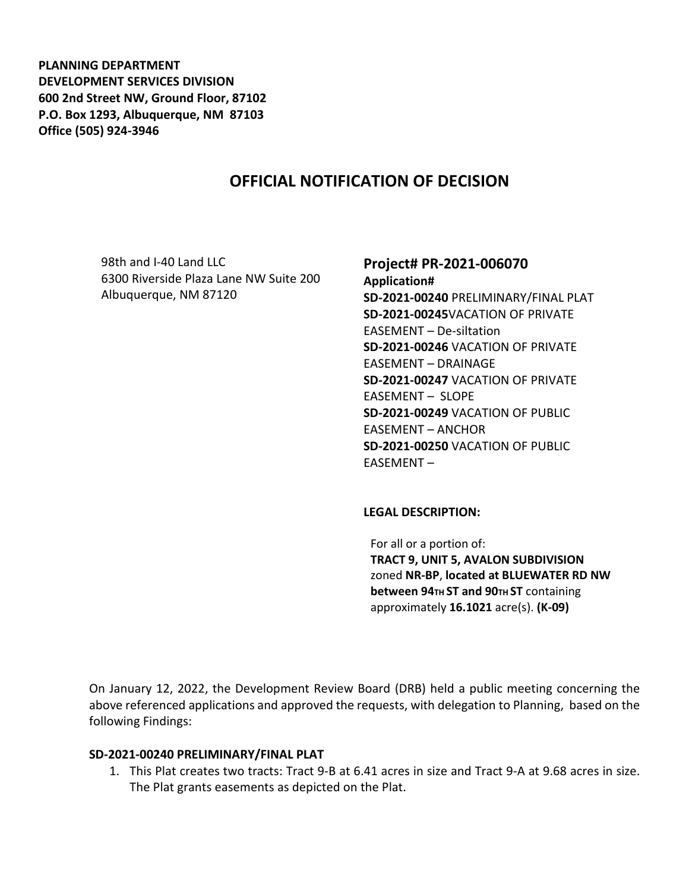**PLANNING DEPARTMENT**
**DEVELOPMENT SERVICES DIVISION**
**600 2nd Street NW, Ground Floor, 87102**
**P.O. Box 1293, Albuquerque, NM 87103**
**Office (505) 924-3946**

# OFFICIAL NOTIFICATION OF DECISION

98th and I-40 Land LLC
6300 Riverside Plaza Lane NW Suite 200
Albuquerque, NM 87120

## Project# PR-2021-006070

**Application#**
**SD-2021-00240** PRELIMINARY/FINAL PLAT
**SD-2021-00245**VACATION OF PRIVATE EASEMENT – De-siltation
**SD-2021-00246** VACATION OF PRIVATE EASEMENT – DRAINAGE
**SD-2021-00247** VACATION OF PRIVATE EASEMENT – SLOPE
**SD-2021-00249** VACATION OF PUBLIC EASEMENT – ANCHOR
**SD-2021-00250** VACATION OF PUBLIC EASEMENT –

**LEGAL DESCRIPTION:**

For all or a portion of:
**TRACT 9, UNIT 5, AVALON SUBDIVISION** zoned **NR-BP**, **located at BLUEWATER RD NW between 94TH ST and 90TH ST** containing approximately **16.1021** acre(s). **(K-09)**

On January 12, 2022, the Development Review Board (DRB) held a public meeting concerning the above referenced applications and approved the requests, with delegation to Planning, based on the following Findings:

**SD-2021-00240 PRELIMINARY/FINAL PLAT**

1. This Plat creates two tracts: Tract 9-B at 6.41 acres in size and Tract 9-A at 9.68 acres in size. The Plat grants easements as depicted on the Plat.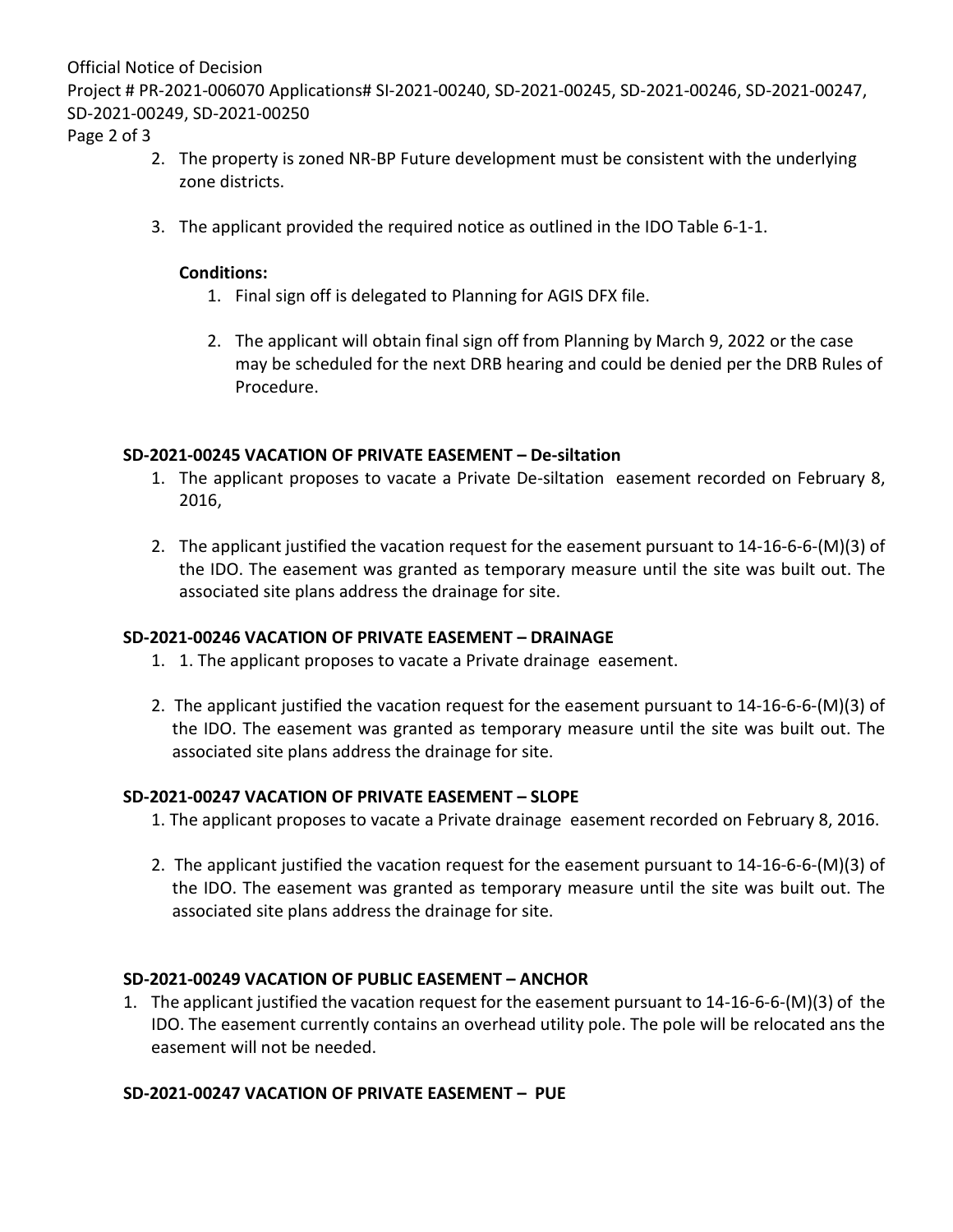2. The property is zoned NR-BP Future development must be consistent with the underlying zone districts.

3. The applicant provided the required notice as outlined in the IDO Table 6-1-1.

**Conditions:**

1. Final sign off is delegated to Planning for AGIS DFX file.

2. The applicant will obtain final sign off from Planning by March 9, 2022 or the case may be scheduled for the next DRB hearing and could be denied per the DRB Rules of Procedure.

**SD-2021-00245 VACATION OF PRIVATE EASEMENT – De-siltation**

1. The applicant proposes to vacate a Private De-siltation easement recorded on February 8, 2016,

2. The applicant justified the vacation request for the easement pursuant to 14-16-6-6-(M)(3) of the IDO. The easement was granted as temporary measure until the site was built out. The associated site plans address the drainage for site.

**SD-2021-00246 VACATION OF PRIVATE EASEMENT – DRAINAGE**

1. 1. The applicant proposes to vacate a Private drainage easement.

2. The applicant justified the vacation request for the easement pursuant to 14-16-6-6-(M)(3) of the IDO. The easement was granted as temporary measure until the site was built out. The associated site plans address the drainage for site.

**SD-2021-00247 VACATION OF PRIVATE EASEMENT – SLOPE**

1. The applicant proposes to vacate a Private drainage easement recorded on February 8, 2016.

2. The applicant justified the vacation request for the easement pursuant to 14-16-6-6-(M)(3) of the IDO. The easement was granted as temporary measure until the site was built out. The associated site plans address the drainage for site.

**SD-2021-00249 VACATION OF PUBLIC EASEMENT – ANCHOR**

1. The applicant justified the vacation request for the easement pursuant to 14-16-6-6-(M)(3) of the IDO. The easement currently contains an overhead utility pole. The pole will be relocated ans the easement will not be needed.

**SD-2021-00247 VACATION OF PRIVATE EASEMENT – PUE**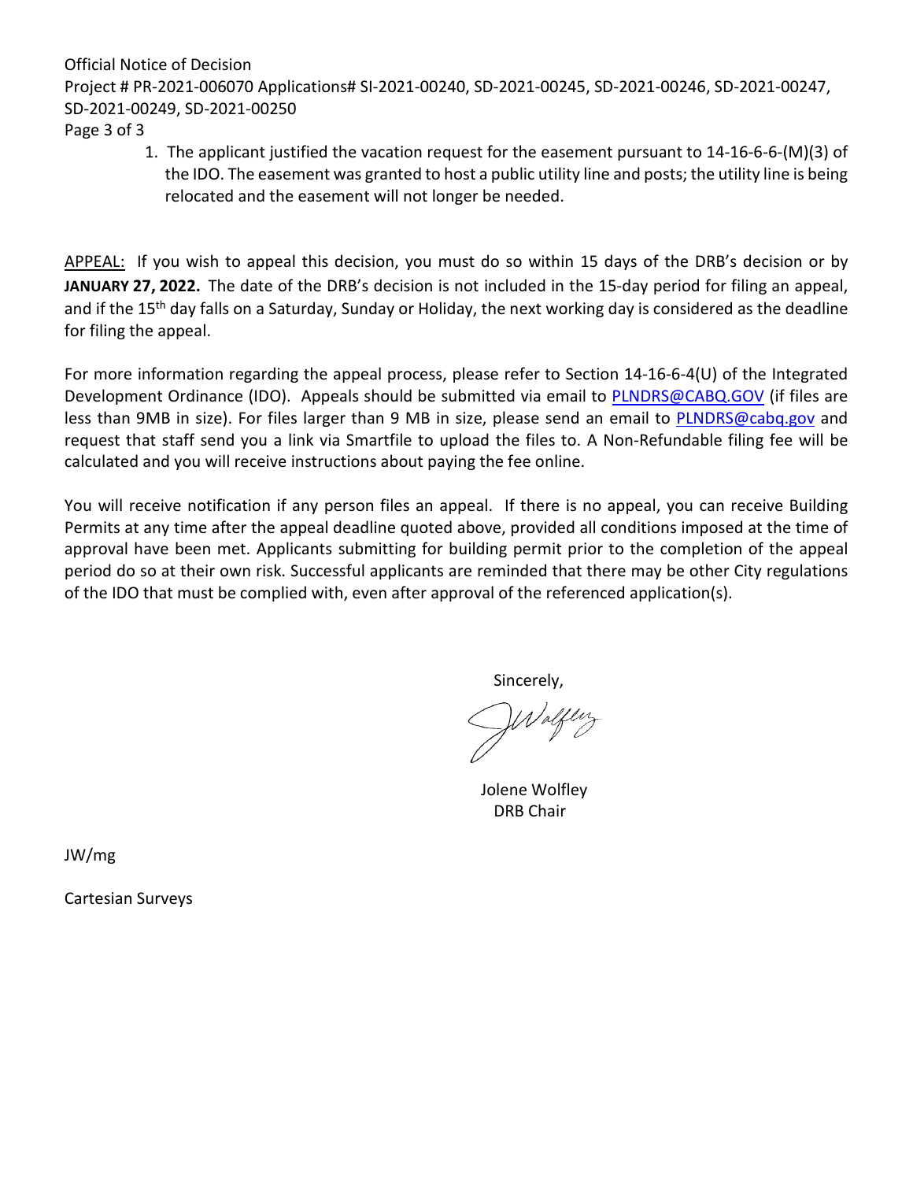1. The applicant justified the vacation request for the easement pursuant to 14-16-6-6-(M)(3) of the IDO. The easement was granted to host a public utility line and posts; the utility line is being relocated and the easement will not longer be needed.

APPEAL: If you wish to appeal this decision, you must do so within 15 days of the DRB's decision or by **JANUARY 27, 2022.** The date of the DRB's decision is not included in the 15-day period for filing an appeal, and if the 15th day falls on a Saturday, Sunday or Holiday, the next working day is considered as the deadline for filing the appeal.

For more information regarding the appeal process, please refer to Section 14-16-6-4(U) of the Integrated Development Ordinance (IDO). Appeals should be submitted via email to PLNDRS@CABQ.GOV (if files are less than 9MB in size). For files larger than 9 MB in size, please send an email to PLNDRS@cabq.gov and request that staff send you a link via Smartfile to upload the files to. A Non-Refundable filing fee will be calculated and you will receive instructions about paying the fee online.

You will receive notification if any person files an appeal. If there is no appeal, you can receive Building Permits at any time after the appeal deadline quoted above, provided all conditions imposed at the time of approval have been met. Applicants submitting for building permit prior to the completion of the appeal period do so at their own risk. Successful applicants are reminded that there may be other City regulations of the IDO that must be complied with, even after approval of the referenced application(s).

Sincerely,

Jolene Wolfley
DRB Chair

JW/mg

Cartesian Surveys